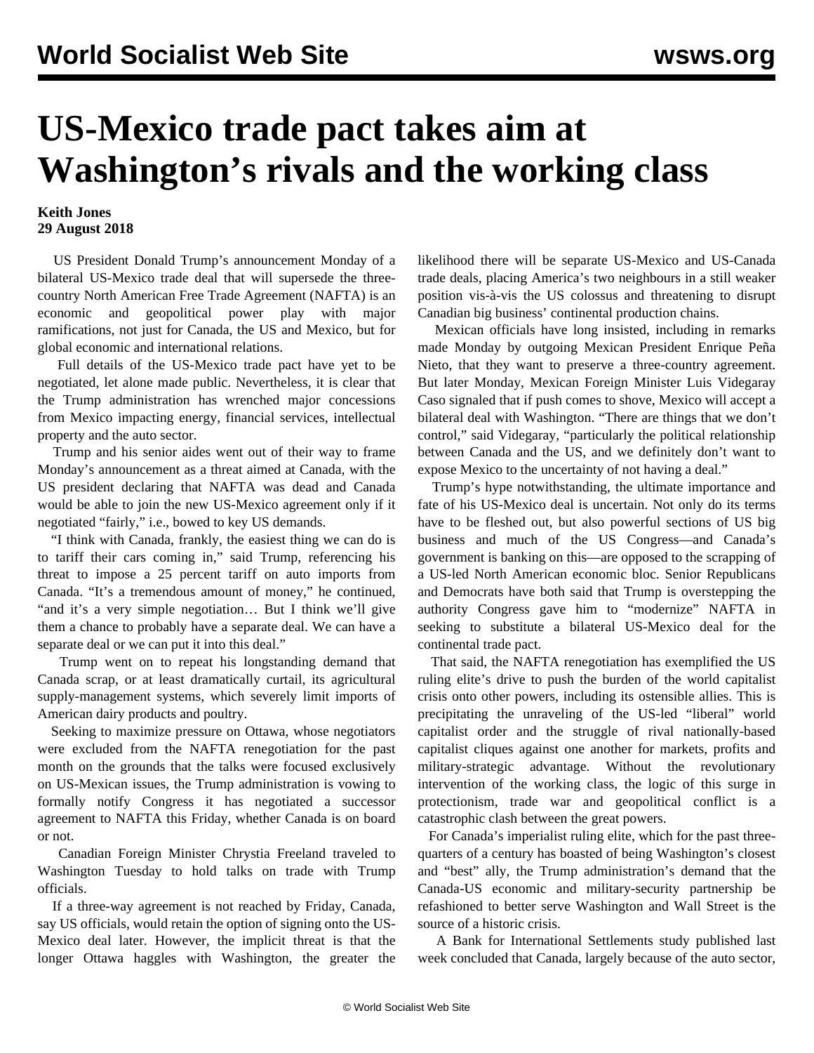# US-Mexico trade pact takes aim at Washington's rivals and the working class

**Keith Jones**
**29 August 2018**

US President Donald Trump's announcement Monday of a bilateral US-Mexico trade deal that will supersede the three-country North American Free Trade Agreement (NAFTA) is an economic and geopolitical power play with major ramifications, not just for Canada, the US and Mexico, but for global economic and international relations.

Full details of the US-Mexico trade pact have yet to be negotiated, let alone made public. Nevertheless, it is clear that the Trump administration has wrenched major concessions from Mexico impacting energy, financial services, intellectual property and the auto sector.

Trump and his senior aides went out of their way to frame Monday's announcement as a threat aimed at Canada, with the US president declaring that NAFTA was dead and Canada would be able to join the new US-Mexico agreement only if it negotiated "fairly," i.e., bowed to key US demands.

"I think with Canada, frankly, the easiest thing we can do is to tariff their cars coming in," said Trump, referencing his threat to impose a 25 percent tariff on auto imports from Canada. "It's a tremendous amount of money," he continued, "and it's a very simple negotiation… But I think we'll give them a chance to probably have a separate deal. We can have a separate deal or we can put it into this deal."

Trump went on to repeat his longstanding demand that Canada scrap, or at least dramatically curtail, its agricultural supply-management systems, which severely limit imports of American dairy products and poultry.

Seeking to maximize pressure on Ottawa, whose negotiators were excluded from the NAFTA renegotiation for the past month on the grounds that the talks were focused exclusively on US-Mexican issues, the Trump administration is vowing to formally notify Congress it has negotiated a successor agreement to NAFTA this Friday, whether Canada is on board or not.

Canadian Foreign Minister Chrystia Freeland traveled to Washington Tuesday to hold talks on trade with Trump officials.

If a three-way agreement is not reached by Friday, Canada, say US officials, would retain the option of signing onto the US-Mexico deal later. However, the implicit threat is that the longer Ottawa haggles with Washington, the greater the likelihood there will be separate US-Mexico and US-Canada trade deals, placing America's two neighbours in a still weaker position vis-à-vis the US colossus and threatening to disrupt Canadian big business' continental production chains.

Mexican officials have long insisted, including in remarks made Monday by outgoing Mexican President Enrique Peña Nieto, that they want to preserve a three-country agreement. But later Monday, Mexican Foreign Minister Luis Videgaray Caso signaled that if push comes to shove, Mexico will accept a bilateral deal with Washington. "There are things that we don't control," said Videgaray, "particularly the political relationship between Canada and the US, and we definitely don't want to expose Mexico to the uncertainty of not having a deal."

Trump's hype notwithstanding, the ultimate importance and fate of his US-Mexico deal is uncertain. Not only do its terms have to be fleshed out, but also powerful sections of US big business and much of the US Congress—and Canada's government is banking on this—are opposed to the scrapping of a US-led North American economic bloc. Senior Republicans and Democrats have both said that Trump is overstepping the authority Congress gave him to "modernize" NAFTA in seeking to substitute a bilateral US-Mexico deal for the continental trade pact.

That said, the NAFTA renegotiation has exemplified the US ruling elite's drive to push the burden of the world capitalist crisis onto other powers, including its ostensible allies. This is precipitating the unraveling of the US-led "liberal" world capitalist order and the struggle of rival nationally-based capitalist cliques against one another for markets, profits and military-strategic advantage. Without the revolutionary intervention of the working class, the logic of this surge in protectionism, trade war and geopolitical conflict is a catastrophic clash between the great powers.

For Canada's imperialist ruling elite, which for the past three-quarters of a century has boasted of being Washington's closest and "best" ally, the Trump administration's demand that the Canada-US economic and military-security partnership be refashioned to better serve Washington and Wall Street is the source of a historic crisis.

A Bank for International Settlements study published last week concluded that Canada, largely because of the auto sector,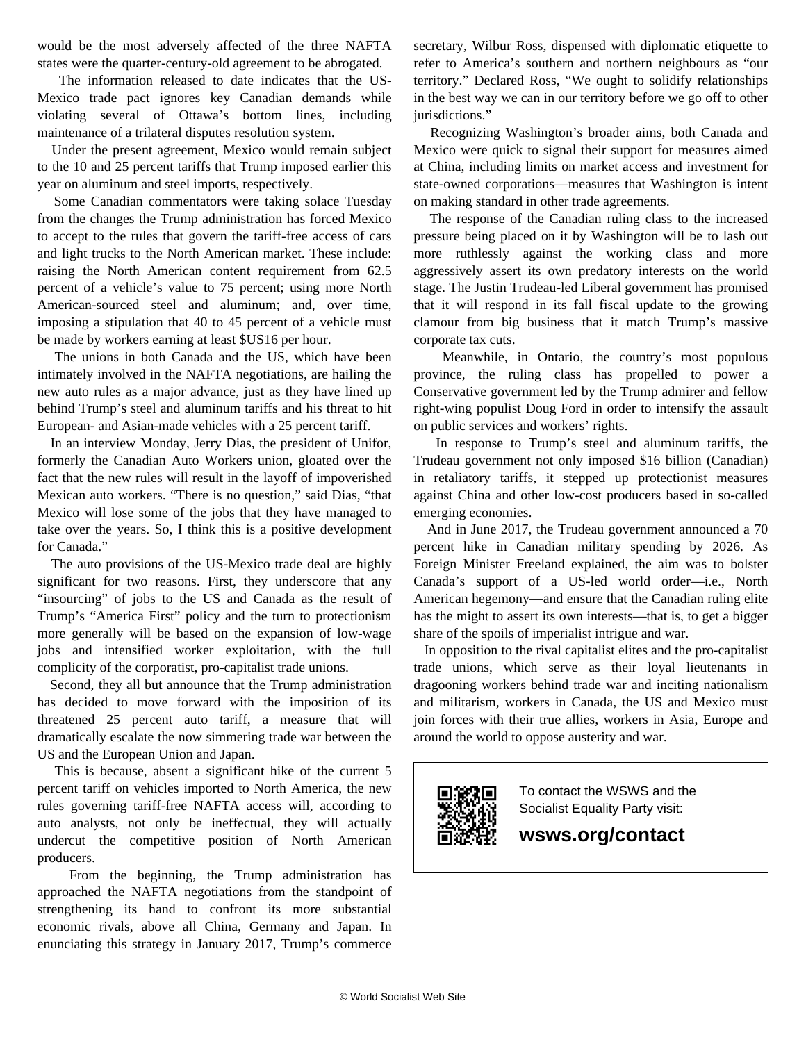would be the most adversely affected of the three NAFTA states were the quarter-century-old agreement to be abrogated.

The information released to date indicates that the US-Mexico trade pact ignores key Canadian demands while violating several of Ottawa's bottom lines, including maintenance of a trilateral disputes resolution system.

Under the present agreement, Mexico would remain subject to the 10 and 25 percent tariffs that Trump imposed earlier this year on aluminum and steel imports, respectively.

Some Canadian commentators were taking solace Tuesday from the changes the Trump administration has forced Mexico to accept to the rules that govern the tariff-free access of cars and light trucks to the North American market. These include: raising the North American content requirement from 62.5 percent of a vehicle's value to 75 percent; using more North American-sourced steel and aluminum; and, over time, imposing a stipulation that 40 to 45 percent of a vehicle must be made by workers earning at least $US16 per hour.

The unions in both Canada and the US, which have been intimately involved in the NAFTA negotiations, are hailing the new auto rules as a major advance, just as they have lined up behind Trump's steel and aluminum tariffs and his threat to hit European- and Asian-made vehicles with a 25 percent tariff.

In an interview Monday, Jerry Dias, the president of Unifor, formerly the Canadian Auto Workers union, gloated over the fact that the new rules will result in the layoff of impoverished Mexican auto workers. "There is no question," said Dias, "that Mexico will lose some of the jobs that they have managed to take over the years. So, I think this is a positive development for Canada."

The auto provisions of the US-Mexico trade deal are highly significant for two reasons. First, they underscore that any "insourcing" of jobs to the US and Canada as the result of Trump's "America First" policy and the turn to protectionism more generally will be based on the expansion of low-wage jobs and intensified worker exploitation, with the full complicity of the corporatist, pro-capitalist trade unions.

Second, they all but announce that the Trump administration has decided to move forward with the imposition of its threatened 25 percent auto tariff, a measure that will dramatically escalate the now simmering trade war between the US and the European Union and Japan.

This is because, absent a significant hike of the current 5 percent tariff on vehicles imported to North America, the new rules governing tariff-free NAFTA access will, according to auto analysts, not only be ineffectual, they will actually undercut the competitive position of North American producers.

From the beginning, the Trump administration has approached the NAFTA negotiations from the standpoint of strengthening its hand to confront its more substantial economic rivals, above all China, Germany and Japan. In enunciating this strategy in January 2017, Trump's commerce secretary, Wilbur Ross, dispensed with diplomatic etiquette to refer to America's southern and northern neighbours as "our territory." Declared Ross, "We ought to solidify relationships in the best way we can in our territory before we go off to other jurisdictions."

Recognizing Washington's broader aims, both Canada and Mexico were quick to signal their support for measures aimed at China, including limits on market access and investment for state-owned corporations—measures that Washington is intent on making standard in other trade agreements.

The response of the Canadian ruling class to the increased pressure being placed on it by Washington will be to lash out more ruthlessly against the working class and more aggressively assert its own predatory interests on the world stage. The Justin Trudeau-led Liberal government has promised that it will respond in its fall fiscal update to the growing clamour from big business that it match Trump's massive corporate tax cuts.

Meanwhile, in Ontario, the country's most populous province, the ruling class has propelled to power a Conservative government led by the Trump admirer and fellow right-wing populist Doug Ford in order to intensify the assault on public services and workers' rights.

In response to Trump's steel and aluminum tariffs, the Trudeau government not only imposed $16 billion (Canadian) in retaliatory tariffs, it stepped up protectionist measures against China and other low-cost producers based in so-called emerging economies.

And in June 2017, the Trudeau government announced a 70 percent hike in Canadian military spending by 2026. As Foreign Minister Freeland explained, the aim was to bolster Canada's support of a US-led world order—i.e., North American hegemony—and ensure that the Canadian ruling elite has the might to assert its own interests—that is, to get a bigger share of the spoils of imperialist intrigue and war.

In opposition to the rival capitalist elites and the pro-capitalist trade unions, which serve as their loyal lieutenants in dragooning workers behind trade war and inciting nationalism and militarism, workers in Canada, the US and Mexico must join forces with their true allies, workers in Asia, Europe and around the world to oppose austerity and war.

To contact the WSWS and the Socialist Equality Party visit:

**wsws.org/contact**